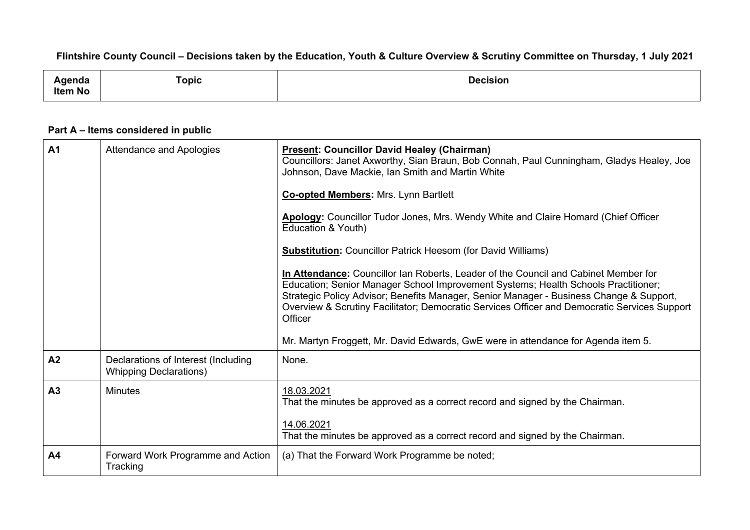**Flintshire County Council – Decisions taken by the Education, Youth & Culture Overview & Scrutiny Committee on Thursday, 1 July 2021**

| Agenda Item No | Topic | Decision |
|---|---|---|

**Part A – Items considered in public**

| Agenda Item No | Topic | Decision |
|---|---|---|
| **A1** | Attendance and Apologies | **Present: Councillor David Healey (Chairman)**<br>Councillors: Janet Axworthy, Sian Braun, Bob Connah, Paul Cunningham, Gladys Healey, Joe Johnson, Dave Mackie, Ian Smith and Martin White<br><br>**Co-opted Members:** Mrs. Lynn Bartlett<br><br>**Apology:** Councillor Tudor Jones, Mrs. Wendy White and Claire Homard (Chief Officer Education & Youth)<br><br>**Substitution:** Councillor Patrick Heesom (for David Williams)<br><br>**In Attendance:** Councillor Ian Roberts, Leader of the Council and Cabinet Member for Education; Senior Manager School Improvement Systems; Health Schools Practitioner; Strategic Policy Advisor; Benefits Manager, Senior Manager - Business Change & Support, Overview & Scrutiny Facilitator; Democratic Services Officer and Democratic Services Support Officer<br><br>Mr. Martyn Froggett, Mr. David Edwards, GwE were in attendance for Agenda item 5. |
| **A2** | Declarations of Interest (Including Whipping Declarations) | None. |
| **A3** | Minutes | 18.03.2021<br>That the minutes be approved as a correct record and signed by the Chairman.<br><br>14.06.2021<br>That the minutes be approved as a correct record and signed by the Chairman. |
| **A4** | Forward Work Programme and Action Tracking | (a) That the Forward Work Programme be noted; |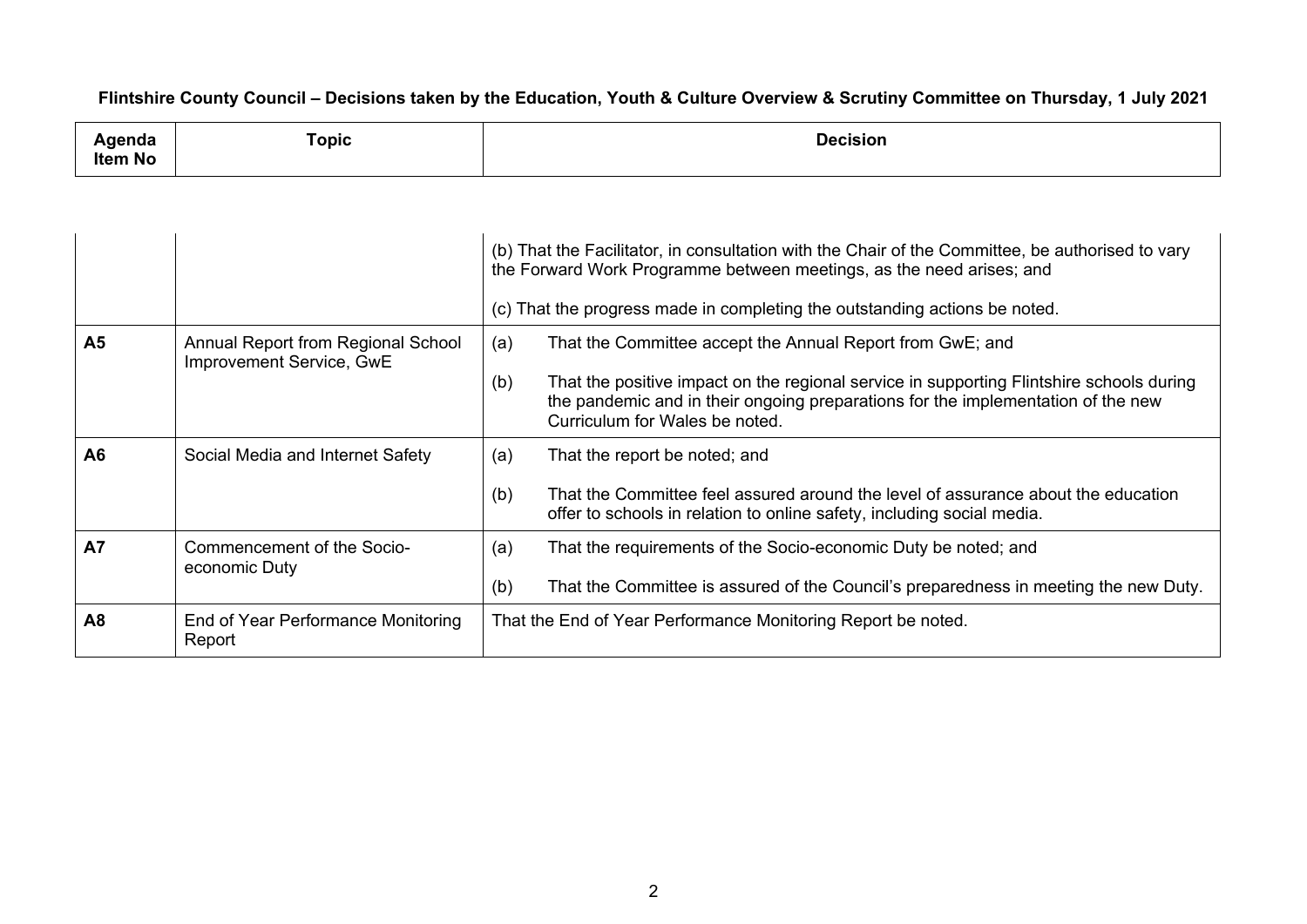# Flintshire County Council – Decisions taken by the Education, Youth & Culture Overview & Scrutiny Committee on Thursday, 1 July 2021

| Agenda Item No | Topic | Decision |
|---|---|---|
| | | (b) That the Facilitator, in consultation with the Chair of the Committee, be authorised to vary the Forward Work Programme between meetings, as the need arises; and<br><br>(c) That the progress made in completing the outstanding actions be noted. |
| **A5** | Annual Report from Regional School Improvement Service, GwE | (a) That the Committee accept the Annual Report from GwE; and<br><br>(b) That the positive impact on the regional service in supporting Flintshire schools during the pandemic and in their ongoing preparations for the implementation of the new Curriculum for Wales be noted. |
| **A6** | Social Media and Internet Safety | (a) That the report be noted; and<br><br>(b) That the Committee feel assured around the level of assurance about the education offer to schools in relation to online safety, including social media. |
| **A7** | Commencement of the Socio-economic Duty | (a) That the requirements of the Socio-economic Duty be noted; and<br><br>(b) That the Committee is assured of the Council's preparedness in meeting the new Duty. |
| **A8** | End of Year Performance Monitoring Report | That the End of Year Performance Monitoring Report be noted. |